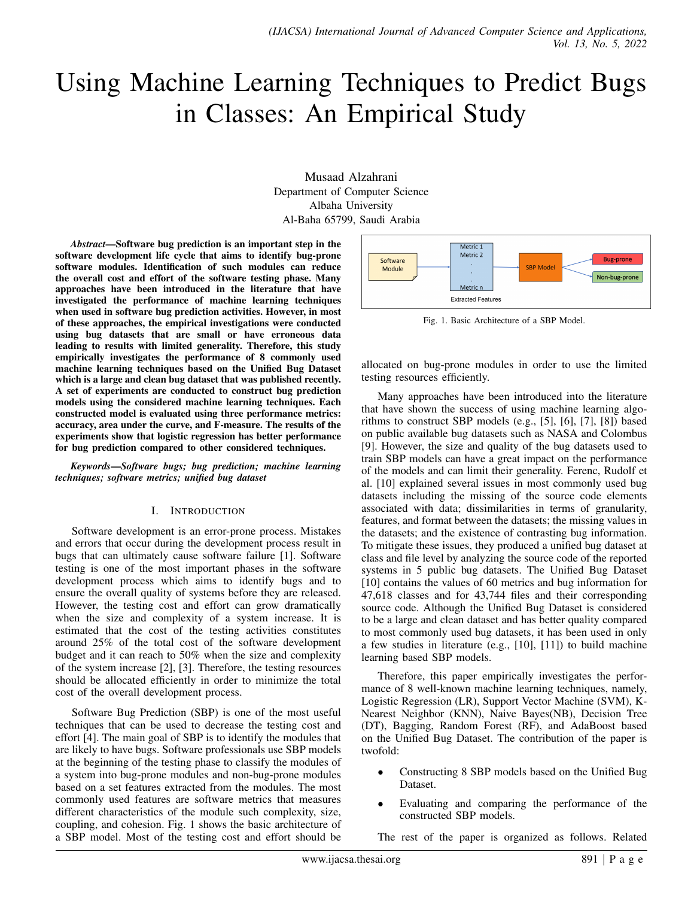# Using Machine Learning Techniques to Predict Bugs in Classes: An Empirical Study

Musaad Alzahrani
Department of Computer Science
Albaha University
Al-Baha 65799, Saudi Arabia

***Abstract*—Software bug prediction is an important step in the software development life cycle that aims to identify bug-prone software modules. Identification of such modules can reduce the overall cost and effort of the software testing phase. Many approaches have been introduced in the literature that have investigated the performance of machine learning techniques when used in software bug prediction activities. However, in most of these approaches, the empirical investigations were conducted using bug datasets that are small or have erroneous data leading to results with limited generality. Therefore, this study empirically investigates the performance of 8 commonly used machine learning techniques based on the Unified Bug Dataset which is a large and clean bug dataset that was published recently. A set of experiments are conducted to construct bug prediction models using the considered machine learning techniques. Each constructed model is evaluated using three performance metrics: accuracy, area under the curve, and F-measure. The results of the experiments show that logistic regression has better performance for bug prediction compared to other considered techniques.**

***Keywords*—Software bugs; bug prediction; machine learning techniques; software metrics; unified bug dataset**

## I. Introduction

Software development is an error-prone process. Mistakes and errors that occur during the development process result in bugs that can ultimately cause software failure [1]. Software testing is one of the most important phases in the software development process which aims to identify bugs and to ensure the overall quality of systems before they are released. However, the testing cost and effort can grow dramatically when the size and complexity of a system increase. It is estimated that the cost of the testing activities constitutes around 25% of the total cost of the software development budget and it can reach to 50% when the size and complexity of the system increase [2], [3]. Therefore, the testing resources should be allocated efficiently in order to minimize the total cost of the overall development process.

Software Bug Prediction (SBP) is one of the most useful techniques that can be used to decrease the testing cost and effort [4]. The main goal of SBP is to identify the modules that are likely to have bugs. Software professionals use SBP models at the beginning of the testing phase to classify the modules of a system into bug-prone modules and non-bug-prone modules based on a set features extracted from the modules. The most commonly used features are software metrics that measures different characteristics of the module such complexity, size, coupling, and cohesion. Fig. 1 shows the basic architecture of a SBP model. Most of the testing cost and effort should be allocated on bug-prone modules in order to use the limited testing resources efficiently.

Fig. 1. Basic Architecture of a SBP Model.

Many approaches have been introduced into the literature that have shown the success of using machine learning algorithms to construct SBP models (e.g., [5], [6], [7], [8]) based on public available bug datasets such as NASA and Colombus [9]. However, the size and quality of the bug datasets used to train SBP models can have a great impact on the performance of the models and can limit their generality. Ferenc, Rudolf et al. [10] explained several issues in most commonly used bug datasets including the missing of the source code elements associated with data; dissimilarities in terms of granularity, features, and format between the datasets; the missing values in the datasets; and the existence of contrasting bug information. To mitigate these issues, they produced a unified bug dataset at class and file level by analyzing the source code of the reported systems in 5 public bug datasets. The Unified Bug Dataset [10] contains the values of 60 metrics and bug information for 47,618 classes and for 43,744 files and their corresponding source code. Although the Unified Bug Dataset is considered to be a large and clean dataset and has better quality compared to most commonly used bug datasets, it has been used in only a few studies in literature (e.g., [10], [11]) to build machine learning based SBP models.

Therefore, this paper empirically investigates the performance of 8 well-known machine learning techniques, namely, Logistic Regression (LR), Support Vector Machine (SVM), K-Nearest Neighbor (KNN), Naive Bayes(NB), Decision Tree (DT), Bagging, Random Forest (RF), and AdaBoost based on the Unified Bug Dataset. The contribution of the paper is twofold:

- Constructing 8 SBP models based on the Unified Bug Dataset.
- Evaluating and comparing the performance of the constructed SBP models.

The rest of the paper is organized as follows. Related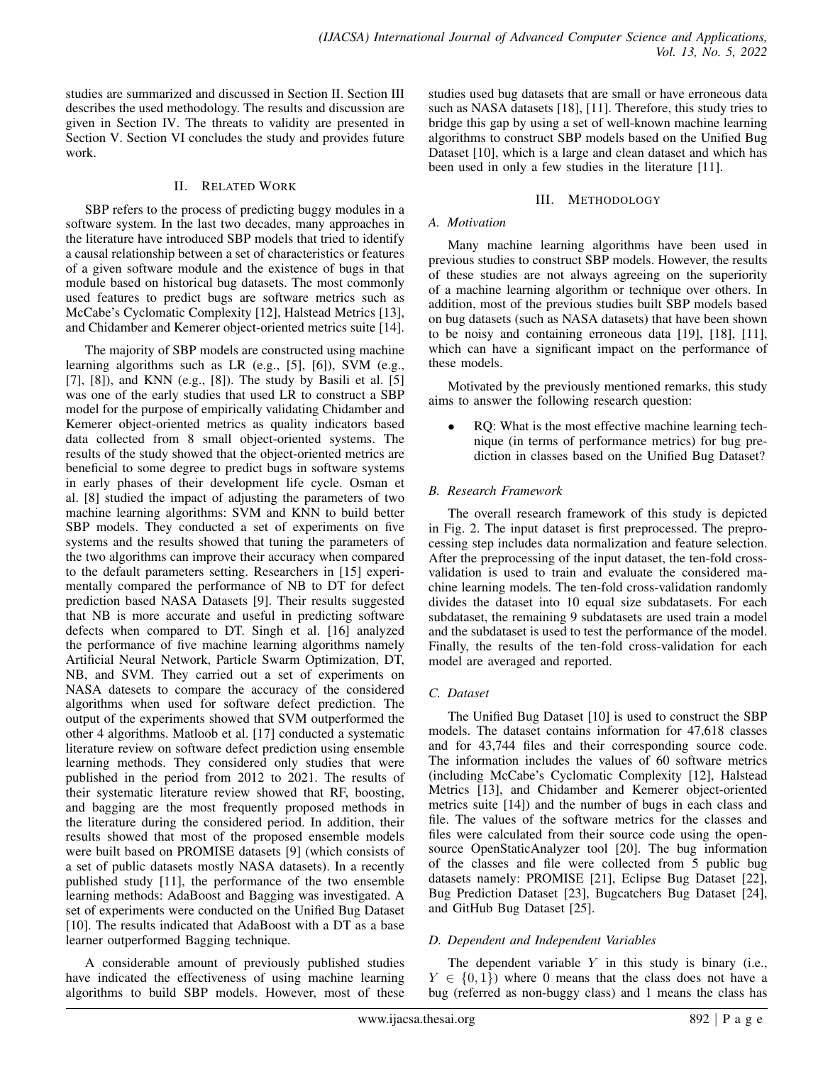studies are summarized and discussed in Section II. Section III describes the used methodology. The results and discussion are given in Section IV. The threats to validity are presented in Section V. Section VI concludes the study and provides future work.

## II. Related Work

SBP refers to the process of predicting buggy modules in a software system. In the last two decades, many approaches in the literature have introduced SBP models that tried to identify a causal relationship between a set of characteristics or features of a given software module and the existence of bugs in that module based on historical bug datasets. The most commonly used features to predict bugs are software metrics such as McCabe's Cyclomatic Complexity [12], Halstead Metrics [13], and Chidamber and Kemerer object-oriented metrics suite [14].

The majority of SBP models are constructed using machine learning algorithms such as LR (e.g., [5], [6]), SVM (e.g., [7], [8]), and KNN (e.g., [8]). The study by Basili et al. [5] was one of the early studies that used LR to construct a SBP model for the purpose of empirically validating Chidamber and Kemerer object-oriented metrics as quality indicators based data collected from 8 small object-oriented systems. The results of the study showed that the object-oriented metrics are beneficial to some degree to predict bugs in software systems in early phases of their development life cycle. Osman et al. [8] studied the impact of adjusting the parameters of two machine learning algorithms: SVM and KNN to build better SBP models. They conducted a set of experiments on five systems and the results showed that tuning the parameters of the two algorithms can improve their accuracy when compared to the default parameters setting. Researchers in [15] experimentally compared the performance of NB to DT for defect prediction based NASA Datasets [9]. Their results suggested that NB is more accurate and useful in predicting software defects when compared to DT. Singh et al. [16] analyzed the performance of five machine learning algorithms namely Artificial Neural Network, Particle Swarm Optimization, DT, NB, and SVM. They carried out a set of experiments on NASA datesets to compare the accuracy of the considered algorithms when used for software defect prediction. The output of the experiments showed that SVM outperformed the other 4 algorithms. Matloob et al. [17] conducted a systematic literature review on software defect prediction using ensemble learning methods. They considered only studies that were published in the period from 2012 to 2021. The results of their systematic literature review showed that RF, boosting, and bagging are the most frequently proposed methods in the literature during the considered period. In addition, their results showed that most of the proposed ensemble models were built based on PROMISE datasets [9] (which consists of a set of public datasets mostly NASA datasets). In a recently published study [11], the performance of the two ensemble learning methods: AdaBoost and Bagging was investigated. A set of experiments were conducted on the Unified Bug Dataset [10]. The results indicated that AdaBoost with a DT as a base learner outperformed Bagging technique.

A considerable amount of previously published studies have indicated the effectiveness of using machine learning algorithms to build SBP models. However, most of these studies used bug datasets that are small or have erroneous data such as NASA datasets [18], [11]. Therefore, this study tries to bridge this gap by using a set of well-known machine learning algorithms to construct SBP models based on the Unified Bug Dataset [10], which is a large and clean dataset and which has been used in only a few studies in the literature [11].

## III. Methodology

### A. Motivation

Many machine learning algorithms have been used in previous studies to construct SBP models. However, the results of these studies are not always agreeing on the superiority of a machine learning algorithm or technique over others. In addition, most of the previous studies built SBP models based on bug datasets (such as NASA datasets) that have been shown to be noisy and containing erroneous data [19], [18], [11], which can have a significant impact on the performance of these models.

Motivated by the previously mentioned remarks, this study aims to answer the following research question:

- RQ: What is the most effective machine learning technique (in terms of performance metrics) for bug prediction in classes based on the Unified Bug Dataset?

### B. Research Framework

The overall research framework of this study is depicted in Fig. 2. The input dataset is first preprocessed. The preprocessing step includes data normalization and feature selection. After the preprocessing of the input dataset, the ten-fold cross-validation is used to train and evaluate the considered machine learning models. The ten-fold cross-validation randomly divides the dataset into 10 equal size subdatasets. For each subdataset, the remaining 9 subdatasets are used train a model and the subdataset is used to test the performance of the model. Finally, the results of the ten-fold cross-validation for each model are averaged and reported.

### C. Dataset

The Unified Bug Dataset [10] is used to construct the SBP models. The dataset contains information for 47,618 classes and for 43,744 files and their corresponding source code. The information includes the values of 60 software metrics (including McCabe's Cyclomatic Complexity [12], Halstead Metrics [13], and Chidamber and Kemerer object-oriented metrics suite [14]) and the number of bugs in each class and file. The values of the software metrics for the classes and files were calculated from their source code using the open-source OpenStaticAnalyzer tool [20]. The bug information of the classes and file were collected from 5 public bug datasets namely: PROMISE [21], Eclipse Bug Dataset [22], Bug Prediction Dataset [23], Bugcatchers Bug Dataset [24], and GitHub Bug Dataset [25].

### D. Dependent and Independent Variables

The dependent variable $Y$ in this study is binary (i.e., $Y \in \{0, 1\}$) where 0 means that the class does not have a bug (referred as non-buggy class) and 1 means the class has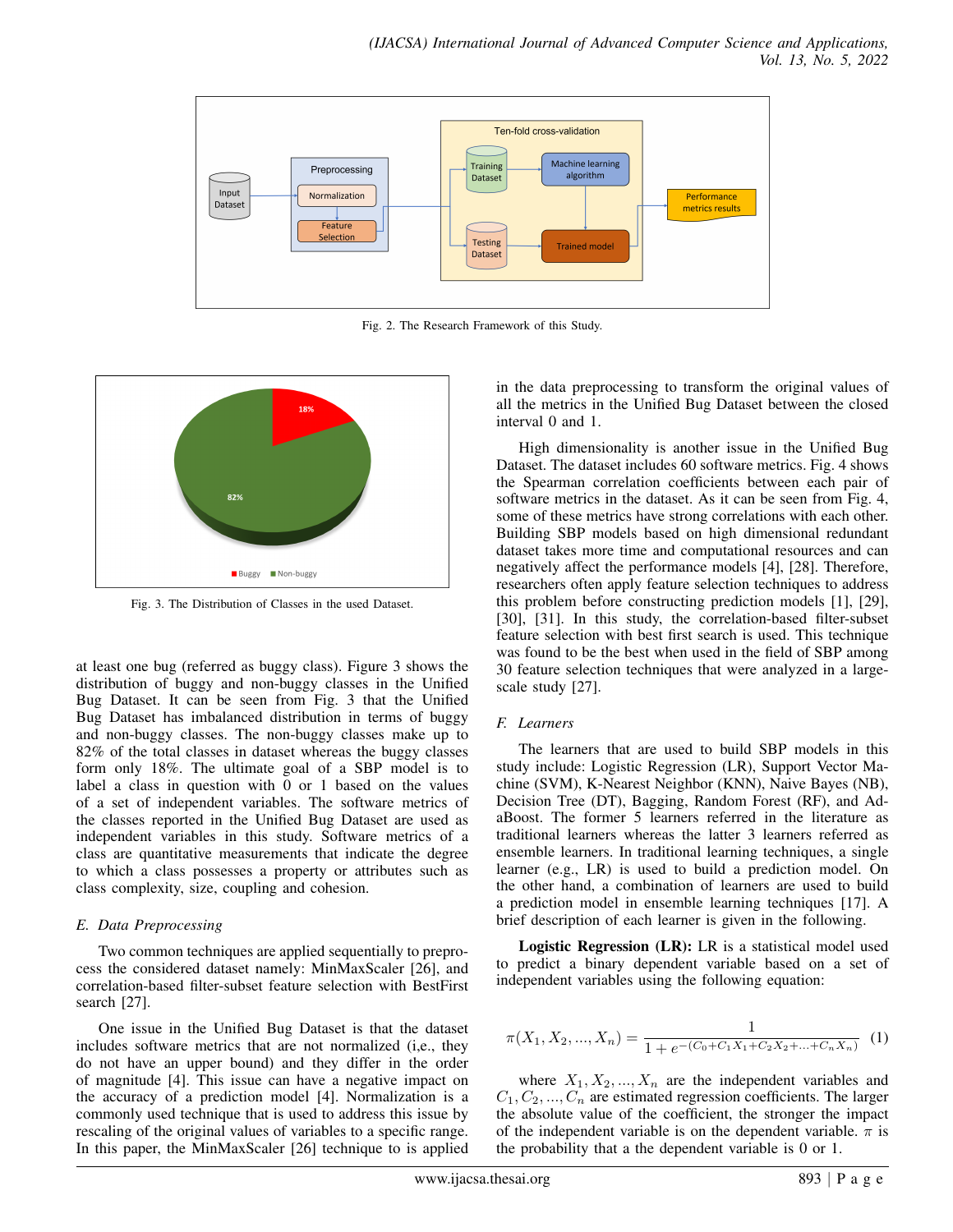Fig. 2. The Research Framework of this Study.

Fig. 3. The Distribution of Classes in the used Dataset.

at least one bug (referred as buggy class). Figure 3 shows the distribution of buggy and non-buggy classes in the Unified Bug Dataset. It can be seen from Fig. 3 that the Unified Bug Dataset has imbalanced distribution in terms of buggy and non-buggy classes. The non-buggy classes make up to 82% of the total classes in dataset whereas the buggy classes form only 18%. The ultimate goal of a SBP model is to label a class in question with 0 or 1 based on the values of a set of independent variables. The software metrics of the classes reported in the Unified Bug Dataset are used as independent variables in this study. Software metrics of a class are quantitative measurements that indicate the degree to which a class possesses a property or attributes such as class complexity, size, coupling and cohesion.

### *E. Data Preprocessing*

Two common techniques are applied sequentially to preprocess the considered dataset namely: MinMaxScaler [26], and correlation-based filter-subset feature selection with BestFirst search [27].

One issue in the Unified Bug Dataset is that the dataset includes software metrics that are not normalized (i,e., they do not have an upper bound) and they differ in the order of magnitude [4]. This issue can have a negative impact on the accuracy of a prediction model [4]. Normalization is a commonly used technique that is used to address this issue by rescaling of the original values of variables to a specific range. In this paper, the MinMaxScaler [26] technique to is applied in the data preprocessing to transform the original values of all the metrics in the Unified Bug Dataset between the closed interval 0 and 1.

High dimensionality is another issue in the Unified Bug Dataset. The dataset includes 60 software metrics. Fig. 4 shows the Spearman correlation coefficients between each pair of software metrics in the dataset. As it can be seen from Fig. 4, some of these metrics have strong correlations with each other. Building SBP models based on high dimensional redundant dataset takes more time and computational resources and can negatively affect the performance models [4], [28]. Therefore, researchers often apply feature selection techniques to address this problem before constructing prediction models [1], [29], [30], [31]. In this study, the correlation-based filter-subset feature selection with best first search is used. This technique was found to be the best when used in the field of SBP among 30 feature selection techniques that were analyzed in a large-scale study [27].

### *F. Learners*

The learners that are used to build SBP models in this study include: Logistic Regression (LR), Support Vector Machine (SVM), K-Nearest Neighbor (KNN), Naive Bayes (NB), Decision Tree (DT), Bagging, Random Forest (RF), and AdaBoost. The former 5 learners referred in the literature as traditional learners whereas the latter 3 learners referred as ensemble learners. In traditional learning techniques, a single learner (e.g., LR) is used to build a prediction model. On the other hand, a combination of learners are used to build a prediction model in ensemble learning techniques [17]. A brief description of each learner is given in the following.

**Logistic Regression (LR):** LR is a statistical model used to predict a binary dependent variable based on a set of independent variables using the following equation:

$$\pi(X_1, X_2, ..., X_n) = \frac{1}{1 + e^{-(C_0 + C_1X_1 + C_2X_2 + ... + C_nX_n)}} \quad (1)$$

where $X_1, X_2, ..., X_n$ are the independent variables and $C_1, C_2, ..., C_n$ are estimated regression coefficients. The larger the absolute value of the coefficient, the stronger the impact of the independent variable is on the dependent variable. $\pi$ is the probability that a the dependent variable is 0 or 1.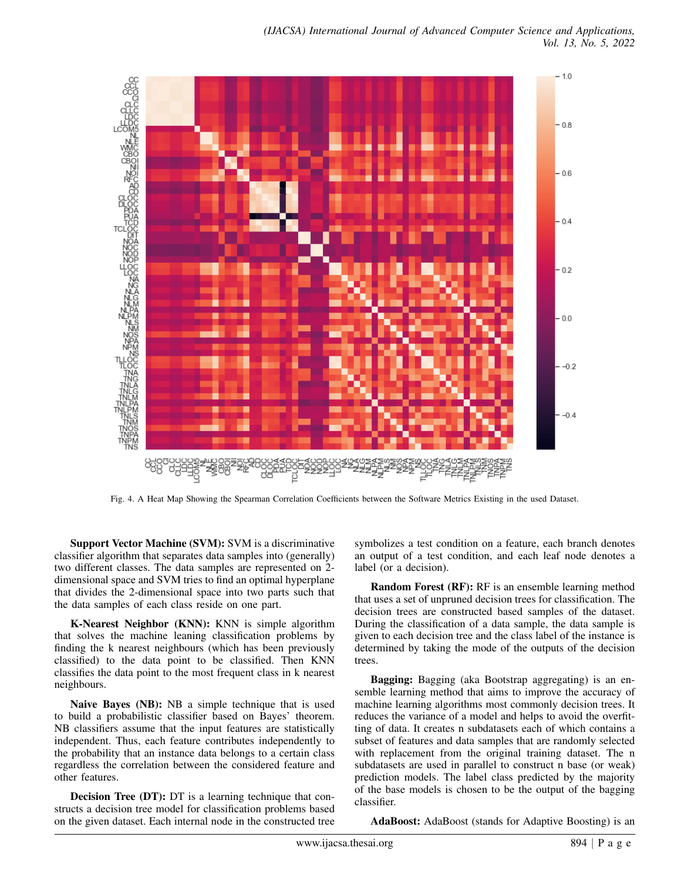Fig. 4. A Heat Map Showing the Spearman Correlation Coefficients between the Software Metrics Existing in the used Dataset.

**Support Vector Machine (SVM):** SVM is a discriminative classifier algorithm that separates data samples into (generally) two different classes. The data samples are represented on 2-dimensional space and SVM tries to find an optimal hyperplane that divides the 2-dimensional space into two parts such that the data samples of each class reside on one part.

**K-Nearest Neighbor (KNN):** KNN is simple algorithm that solves the machine leaning classification problems by finding the k nearest neighbours (which has been previously classified) to the data point to be classified. Then KNN classifies the data point to the most frequent class in k nearest neighbours.

**Naive Bayes (NB):** NB a simple technique that is used to build a probabilistic classifier based on Bayes' theorem. NB classifiers assume that the input features are statistically independent. Thus, each feature contributes independently to the probability that an instance data belongs to a certain class regardless the correlation between the considered feature and other features.

**Decision Tree (DT):** DT is a learning technique that constructs a decision tree model for classification problems based on the given dataset. Each internal node in the constructed tree symbolizes a test condition on a feature, each branch denotes an output of a test condition, and each leaf node denotes a label (or a decision).

**Random Forest (RF):** RF is an ensemble learning method that uses a set of unpruned decision trees for classification. The decision trees are constructed based samples of the dataset. During the classification of a data sample, the data sample is given to each decision tree and the class label of the instance is determined by taking the mode of the outputs of the decision trees.

**Bagging:** Bagging (aka Bootstrap aggregating) is an ensemble learning method that aims to improve the accuracy of machine learning algorithms most commonly decision trees. It reduces the variance of a model and helps to avoid the overfitting of data. It creates n subdatasets each of which contains a subset of features and data samples that are randomly selected with replacement from the original training dataset. The n subdatasets are used in parallel to construct n base (or weak) prediction models. The label class predicted by the majority of the base models is chosen to be the output of the bagging classifier.

**AdaBoost:** AdaBoost (stands for Adaptive Boosting) is an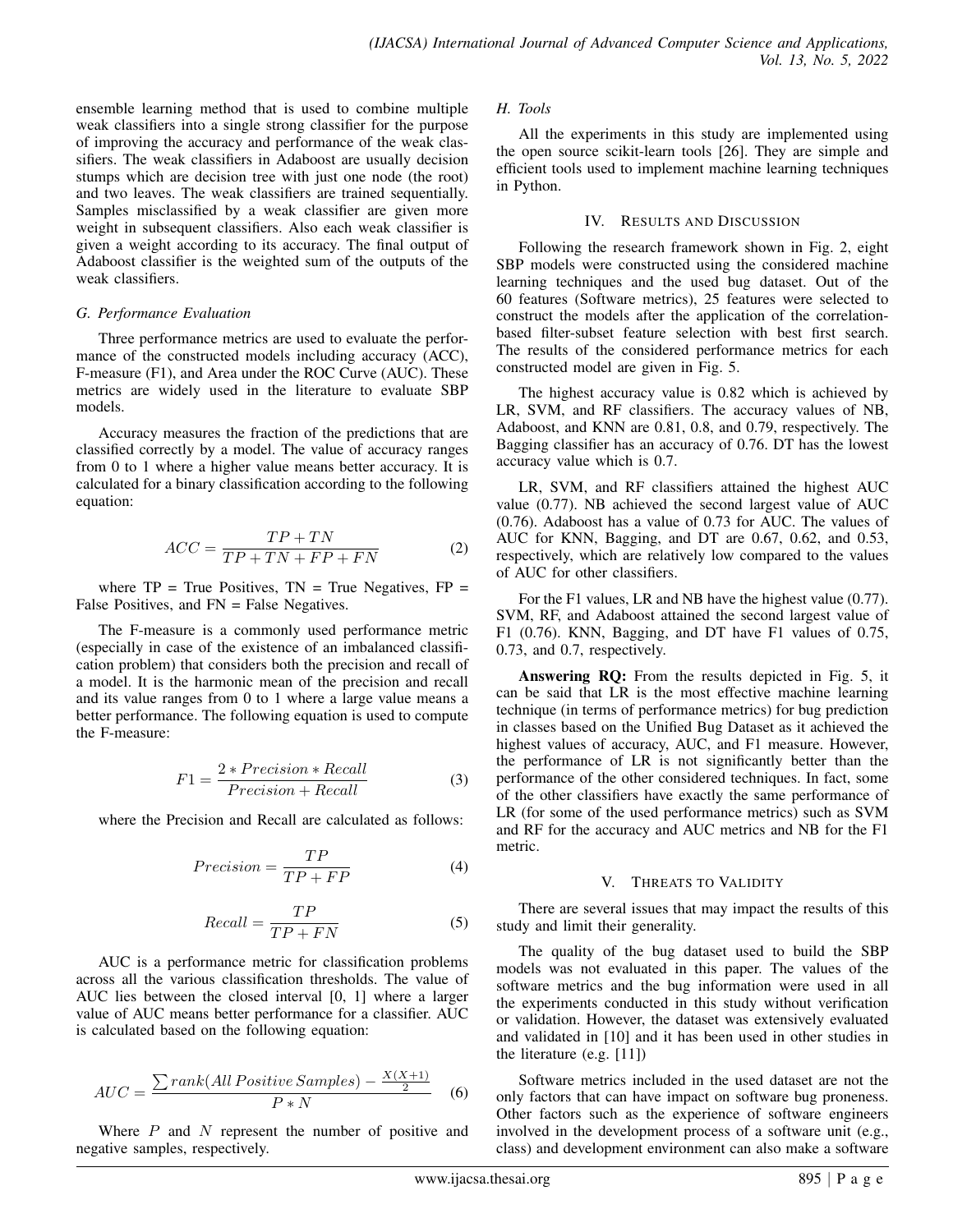ensemble learning method that is used to combine multiple weak classifiers into a single strong classifier for the purpose of improving the accuracy and performance of the weak classifiers. The weak classifiers in Adaboost are usually decision stumps which are decision tree with just one node (the root) and two leaves. The weak classifiers are trained sequentially. Samples misclassified by a weak classifier are given more weight in subsequent classifiers. Also each weak classifier is given a weight according to its accuracy. The final output of Adaboost classifier is the weighted sum of the outputs of the weak classifiers.

### G. Performance Evaluation

Three performance metrics are used to evaluate the performance of the constructed models including accuracy (ACC), F-measure (F1), and Area under the ROC Curve (AUC). These metrics are widely used in the literature to evaluate SBP models.

Accuracy measures the fraction of the predictions that are classified correctly by a model. The value of accuracy ranges from 0 to 1 where a higher value means better accuracy. It is calculated for a binary classification according to the following equation:

$$ACC = \frac{TP + TN}{TP + TN + FP + FN} \tag{2}$$

where TP = True Positives, TN = True Negatives, FP = False Positives, and FN = False Negatives.

The F-measure is a commonly used performance metric (especially in case of the existence of an imbalanced classification problem) that considers both the precision and recall of a model. It is the harmonic mean of the precision and recall and its value ranges from 0 to 1 where a large value means a better performance. The following equation is used to compute the F-measure:

$$F1 = \frac{2 * Precision * Recall}{Precision + Recall} \tag{3}$$

where the Precision and Recall are calculated as follows:

$$Precision = \frac{TP}{TP + FP} \tag{4}$$

$$Recall = \frac{TP}{TP + FN} \tag{5}$$

AUC is a performance metric for classification problems across all the various classification thresholds. The value of AUC lies between the closed interval [0, 1] where a larger value of AUC means better performance for a classifier. AUC is calculated based on the following equation:

$$AUC = \frac{\sum rank(All\,Positive\,Samples) - \frac{X(X+1)}{2}}{P * N} \tag{6}$$

Where $P$ and $N$ represent the number of positive and negative samples, respectively.

### H. Tools

All the experiments in this study are implemented using the open source scikit-learn tools [26]. They are simple and efficient tools used to implement machine learning techniques in Python.

## IV. Results and Discussion

Following the research framework shown in Fig. 2, eight SBP models were constructed using the considered machine learning techniques and the used bug dataset. Out of the 60 features (Software metrics), 25 features were selected to construct the models after the application of the correlation-based filter-subset feature selection with best first search. The results of the considered performance metrics for each constructed model are given in Fig. 5.

The highest accuracy value is 0.82 which is achieved by LR, SVM, and RF classifiers. The accuracy values of NB, Adaboost, and KNN are 0.81, 0.8, and 0.79, respectively. The Bagging classifier has an accuracy of 0.76. DT has the lowest accuracy value which is 0.7.

LR, SVM, and RF classifiers attained the highest AUC value (0.77). NB achieved the second largest value of AUC (0.76). Adaboost has a value of 0.73 for AUC. The values of AUC for KNN, Bagging, and DT are 0.67, 0.62, and 0.53, respectively, which are relatively low compared to the values of AUC for other classifiers.

For the F1 values, LR and NB have the highest value (0.77). SVM, RF, and Adaboost attained the second largest value of F1 (0.76). KNN, Bagging, and DT have F1 values of 0.75, 0.73, and 0.7, respectively.

**Answering RQ:** From the results depicted in Fig. 5, it can be said that LR is the most effective machine learning technique (in terms of performance metrics) for bug prediction in classes based on the Unified Bug Dataset as it achieved the highest values of accuracy, AUC, and F1 measure. However, the performance of LR is not significantly better than the performance of the other considered techniques. In fact, some of the other classifiers have exactly the same performance of LR (for some of the used performance metrics) such as SVM and RF for the accuracy and AUC metrics and NB for the F1 metric.

## V. Threats to Validity

There are several issues that may impact the results of this study and limit their generality.

The quality of the bug dataset used to build the SBP models was not evaluated in this paper. The values of the software metrics and the bug information were used in all the experiments conducted in this study without verification or validation. However, the dataset was extensively evaluated and validated in [10] and it has been used in other studies in the literature (e.g. [11])

Software metrics included in the used dataset are not the only factors that can have impact on software bug proneness. Other factors such as the experience of software engineers involved in the development process of a software unit (e.g., class) and development environment can also make a software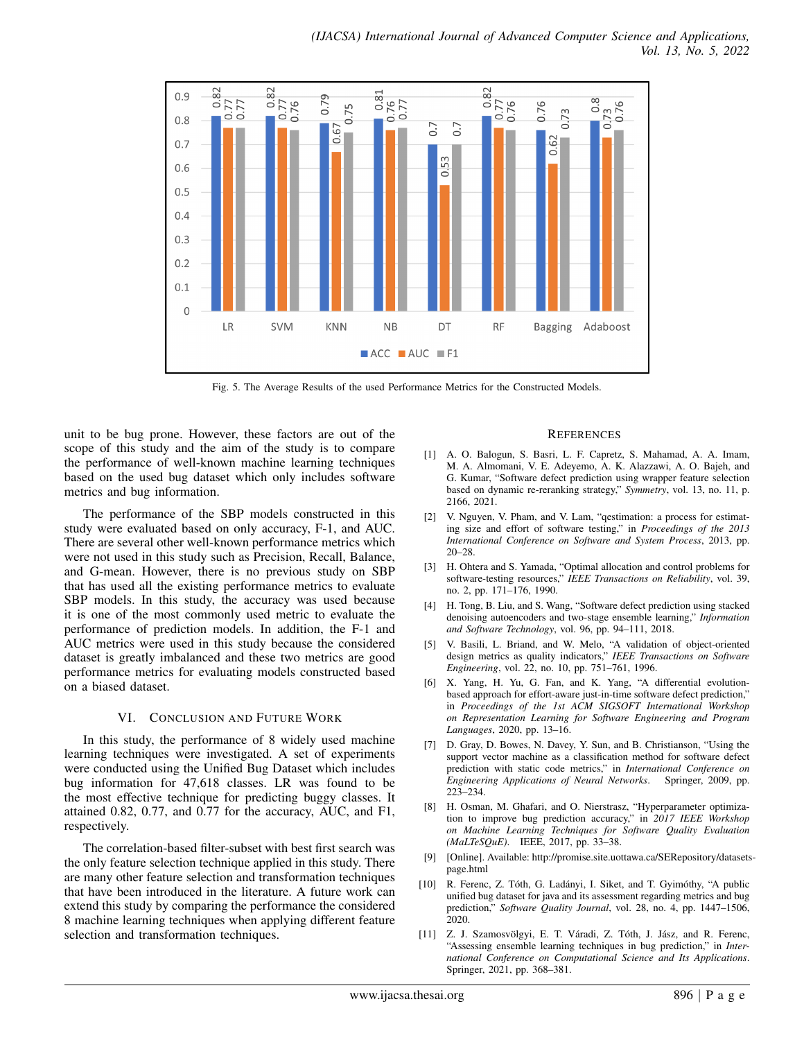Fig. 5. The Average Results of the used Performance Metrics for the Constructed Models.

unit to be bug prone. However, these factors are out of the scope of this study and the aim of the study is to compare the performance of well-known machine learning techniques based on the used bug dataset which only includes software metrics and bug information.

The performance of the SBP models constructed in this study were evaluated based on only accuracy, F-1, and AUC. There are several other well-known performance metrics which were not used in this study such as Precision, Recall, Balance, and G-mean. However, there is no previous study on SBP that has used all the existing performance metrics to evaluate SBP models. In this study, the accuracy was used because it is one of the most commonly used metric to evaluate the performance of prediction models. In addition, the F-1 and AUC metrics were used in this study because the considered dataset is greatly imbalanced and these two metrics are good performance metrics for evaluating models constructed based on a biased dataset.

## VI. Conclusion and Future Work

In this study, the performance of 8 widely used machine learning techniques were investigated. A set of experiments were conducted using the Unified Bug Dataset which includes bug information for 47,618 classes. LR was found to be the most effective technique for predicting buggy classes. It attained 0.82, 0.77, and 0.77 for the accuracy, AUC, and F1, respectively.

The correlation-based filter-subset with best first search was the only feature selection technique applied in this study. There are many other feature selection and transformation techniques that have been introduced in the literature. A future work can extend this study by comparing the performance the considered 8 machine learning techniques when applying different feature selection and transformation techniques.

## References

[1] A. O. Balogun, S. Basri, L. F. Capretz, S. Mahamad, A. A. Imam, M. A. Almomani, V. E. Adeyemo, A. K. Alazzawi, A. O. Bajeh, and G. Kumar, "Software defect prediction using wrapper feature selection based on dynamic re-reranking strategy," *Symmetry*, vol. 13, no. 11, p. 2166, 2021.

[2] V. Nguyen, V. Pham, and V. Lam, "qestimation: a process for estimating size and effort of software testing," in *Proceedings of the 2013 International Conference on Software and System Process*, 2013, pp. 20–28.

[3] H. Ohtera and S. Yamada, "Optimal allocation and control problems for software-testing resources," *IEEE Transactions on Reliability*, vol. 39, no. 2, pp. 171–176, 1990.

[4] H. Tong, B. Liu, and S. Wang, "Software defect prediction using stacked denoising autoencoders and two-stage ensemble learning," *Information and Software Technology*, vol. 96, pp. 94–111, 2018.

[5] V. Basili, L. Briand, and W. Melo, "A validation of object-oriented design metrics as quality indicators," *IEEE Transactions on Software Engineering*, vol. 22, no. 10, pp. 751–761, 1996.

[6] X. Yang, H. Yu, G. Fan, and K. Yang, "A differential evolution-based approach for effort-aware just-in-time software defect prediction," in *Proceedings of the 1st ACM SIGSOFT International Workshop on Representation Learning for Software Engineering and Program Languages*, 2020, pp. 13–16.

[7] D. Gray, D. Bowes, N. Davey, Y. Sun, and B. Christianson, "Using the support vector machine as a classification method for software defect prediction with static code metrics," in *International Conference on Engineering Applications of Neural Networks*. Springer, 2009, pp. 223–234.

[8] H. Osman, M. Ghafari, and O. Nierstrasz, "Hyperparameter optimization to improve bug prediction accuracy," in *2017 IEEE Workshop on Machine Learning Techniques for Software Quality Evaluation (MaLTeSQuE)*. IEEE, 2017, pp. 33–38.

[9] [Online]. Available: http://promise.site.uottawa.ca/SERepository/datasets-page.html

[10] R. Ferenc, Z. Tóth, G. Ladányi, I. Siket, and T. Gyimóthy, "A public unified bug dataset for java and its assessment regarding metrics and bug prediction," *Software Quality Journal*, vol. 28, no. 4, pp. 1447–1506, 2020.

[11] Z. J. Szamosvölgyi, E. T. Váradi, Z. Tóth, J. Jász, and R. Ferenc, "Assessing ensemble learning techniques in bug prediction," in *International Conference on Computational Science and Its Applications*. Springer, 2021, pp. 368–381.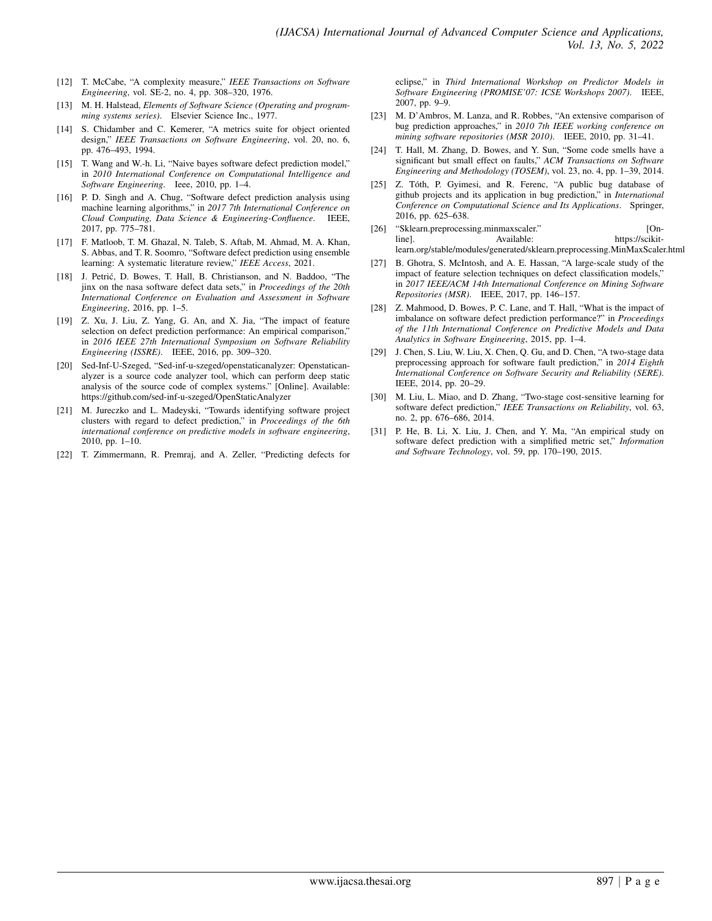[12] T. McCabe, "A complexity measure," *IEEE Transactions on Software Engineering*, vol. SE-2, no. 4, pp. 308–320, 1976.

[13] M. H. Halstead, *Elements of Software Science (Operating and programming systems series)*. Elsevier Science Inc., 1977.

[14] S. Chidamber and C. Kemerer, "A metrics suite for object oriented design," *IEEE Transactions on Software Engineering*, vol. 20, no. 6, pp. 476–493, 1994.

[15] T. Wang and W.-h. Li, "Naive bayes software defect prediction model," in *2010 International Conference on Computational Intelligence and Software Engineering*. Ieee, 2010, pp. 1–4.

[16] P. D. Singh and A. Chug, "Software defect prediction analysis using machine learning algorithms," in *2017 7th International Conference on Cloud Computing, Data Science & Engineering-Confluence*. IEEE, 2017, pp. 775–781.

[17] F. Matloob, T. M. Ghazal, N. Taleb, S. Aftab, M. Ahmad, M. A. Khan, S. Abbas, and T. R. Soomro, "Software defect prediction using ensemble learning: A systematic literature review," *IEEE Access*, 2021.

[18] J. Petrić, D. Bowes, T. Hall, B. Christianson, and N. Baddoo, "The jinx on the nasa software defect data sets," in *Proceedings of the 20th International Conference on Evaluation and Assessment in Software Engineering*, 2016, pp. 1–5.

[19] Z. Xu, J. Liu, Z. Yang, G. An, and X. Jia, "The impact of feature selection on defect prediction performance: An empirical comparison," in *2016 IEEE 27th International Symposium on Software Reliability Engineering (ISSRE)*. IEEE, 2016, pp. 309–320.

[20] Sed-Inf-U-Szeged, "Sed-inf-u-szeged/openstaticanalyzer: Openstaticanalyzer is a source code analyzer tool, which can perform deep static analysis of the source code of complex systems." [Online]. Available: https://github.com/sed-inf-u-szeged/OpenStaticAnalyzer

[21] M. Jureczko and L. Madeyski, "Towards identifying software project clusters with regard to defect prediction," in *Proceedings of the 6th international conference on predictive models in software engineering*, 2010, pp. 1–10.

[22] T. Zimmermann, R. Premraj, and A. Zeller, "Predicting defects for eclipse," in *Third International Workshop on Predictor Models in Software Engineering (PROMISE'07: ICSE Workshops 2007)*. IEEE, 2007, pp. 9–9.

[23] M. D'Ambros, M. Lanza, and R. Robbes, "An extensive comparison of bug prediction approaches," in *2010 7th IEEE working conference on mining software repositories (MSR 2010)*. IEEE, 2010, pp. 31–41.

[24] T. Hall, M. Zhang, D. Bowes, and Y. Sun, "Some code smells have a significant but small effect on faults," *ACM Transactions on Software Engineering and Methodology (TOSEM)*, vol. 23, no. 4, pp. 1–39, 2014.

[25] Z. Tóth, P. Gyimesi, and R. Ferenc, "A public bug database of github projects and its application in bug prediction," in *International Conference on Computational Science and Its Applications*. Springer, 2016, pp. 625–638.

[26] "Sklearn.preprocessing.minmaxscaler." [Online]. Available: https://scikit-learn.org/stable/modules/generated/sklearn.preprocessing.MinMaxScaler.html

[27] B. Ghotra, S. McIntosh, and A. E. Hassan, "A large-scale study of the impact of feature selection techniques on defect classification models," in *2017 IEEE/ACM 14th International Conference on Mining Software Repositories (MSR)*. IEEE, 2017, pp. 146–157.

[28] Z. Mahmood, D. Bowes, P. C. Lane, and T. Hall, "What is the impact of imbalance on software defect prediction performance?" in *Proceedings of the 11th International Conference on Predictive Models and Data Analytics in Software Engineering*, 2015, pp. 1–4.

[29] J. Chen, S. Liu, W. Liu, X. Chen, Q. Gu, and D. Chen, "A two-stage data preprocessing approach for software fault prediction," in *2014 Eighth International Conference on Software Security and Reliability (SERE)*. IEEE, 2014, pp. 20–29.

[30] M. Liu, L. Miao, and D. Zhang, "Two-stage cost-sensitive learning for software defect prediction," *IEEE Transactions on Reliability*, vol. 63, no. 2, pp. 676–686, 2014.

[31] P. He, B. Li, X. Liu, J. Chen, and Y. Ma, "An empirical study on software defect prediction with a simplified metric set," *Information and Software Technology*, vol. 59, pp. 170–190, 2015.